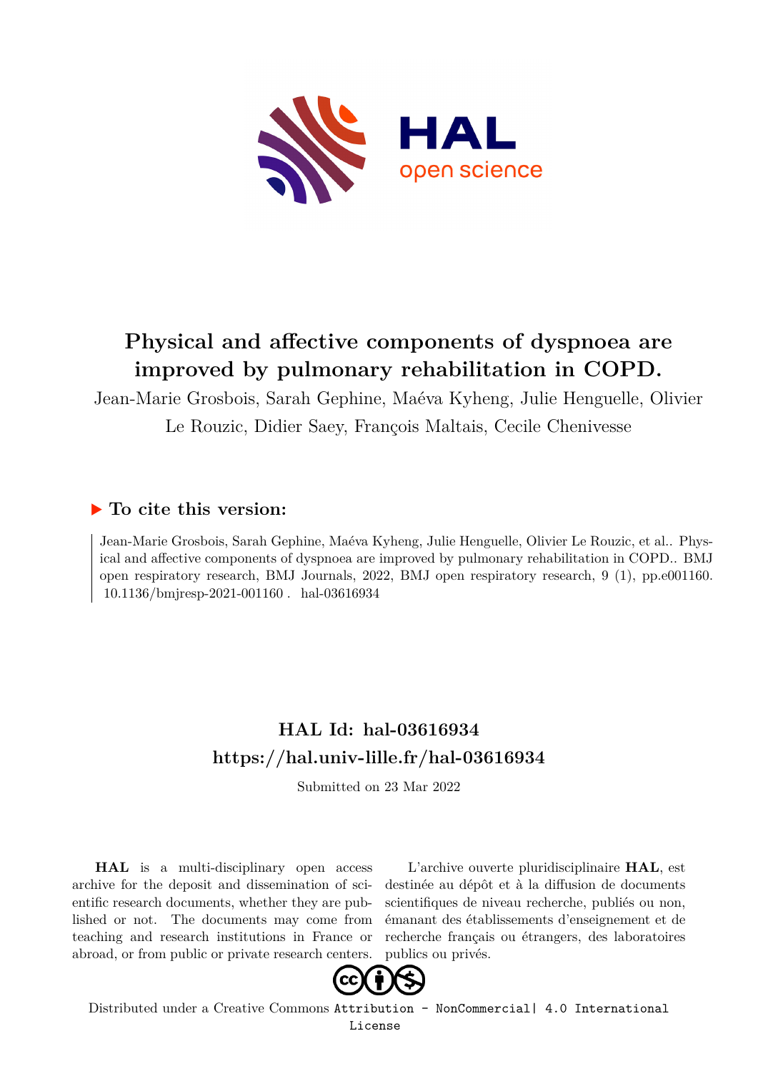# Physical and affective components of dyspnoea are improved by pulmonary rehabilitation in COPD.

Jean-Marie Grosbois, Sarah Gephine, Maéva Kyheng, Julie Henguelle, Olivier Le Rouzic, Didier Saey, François Maltais, Cecile Chenivesse

## ▶ To cite this version:

Jean-Marie Grosbois, Sarah Gephine, Maéva Kyheng, Julie Henguelle, Olivier Le Rouzic, et al.. Physical and affective components of dyspnoea are improved by pulmonary rehabilitation in COPD.. BMJ open respiratory research, BMJ Journals, 2022, BMJ open respiratory research, 9 (1), pp.e001160. 10.1136/bmjresp-2021-001160 . hal-03616934

## HAL Id: hal-03616934

## https://hal.univ-lille.fr/hal-03616934

Submitted on 23 Mar 2022

**HAL** is a multi-disciplinary open access archive for the deposit and dissemination of scientific research documents, whether they are published or not. The documents may come from teaching and research institutions in France or abroad, or from public or private research centers.

L'archive ouverte pluridisciplinaire **HAL**, est destinée au dépôt et à la diffusion de documents scientifiques de niveau recherche, publiés ou non, émanant des établissements d'enseignement et de recherche français ou étrangers, des laboratoires publics ou privés.

Distributed under a Creative Commons Attribution - NonCommercial| 4.0 International License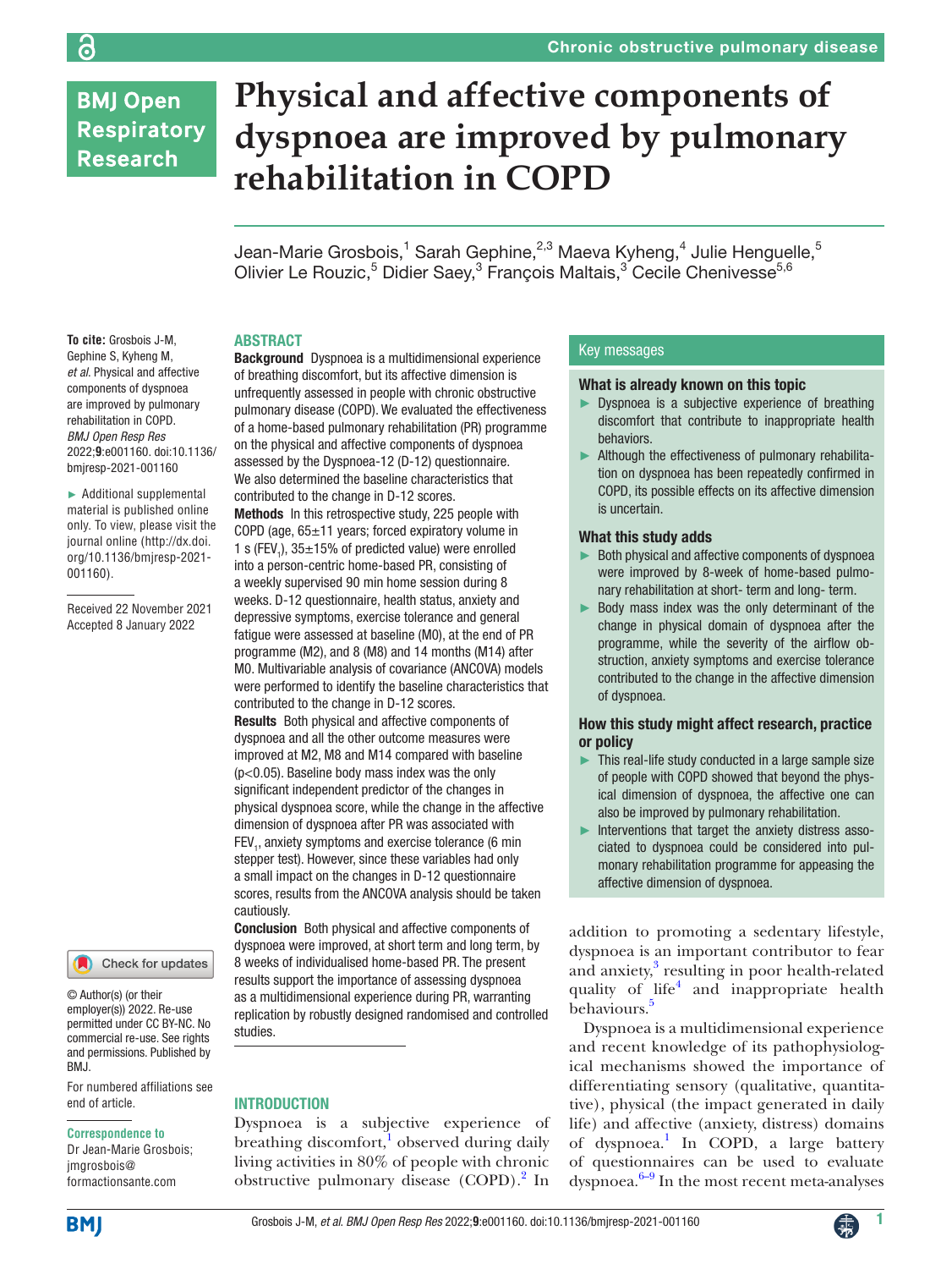# Physical and affective components of dyspnoea are improved by pulmonary rehabilitation in COPD

Jean-Marie Grosbois,[1] Sarah Gephine,[2,3] Maeva Kyheng,[4] Julie Henguelle,[5] Olivier Le Rouzic,[5] Didier Saey,[3] François Maltais,[3] Cecile Chenivesse[5,6]

**To cite:** Grosbois J-M, Gephine S, Kyheng M, *et al*. Physical and affective components of dyspnoea are improved by pulmonary rehabilitation in COPD. *BMJ Open Resp Res* 2022;**9**:e001160. doi:10.1136/bmjresp-2021-001160

► Additional supplemental material is published online only. To view, please visit the journal online (http://dx.doi.org/10.1136/bmjresp-2021-001160).

Received 22 November 2021
Accepted 8 January 2022

© Author(s) (or their employer(s)) 2022. Re-use permitted under CC BY-NC. No commercial re-use. See rights and permissions. Published by BMJ.

For numbered affiliations see end of article.

**Correspondence to**
Dr Jean-Marie Grosbois; jmgrosbois@formactionsante.com

## ABSTRACT

**Background** Dyspnoea is a multidimensional experience of breathing discomfort, but its affective dimension is unfrequently assessed in people with chronic obstructive pulmonary disease (COPD). We evaluated the effectiveness of a home-based pulmonary rehabilitation (PR) programme on the physical and affective components of dyspnoea assessed by the Dyspnoea-12 (D-12) questionnaire. We also determined the baseline characteristics that contributed to the change in D-12 scores.

**Methods** In this retrospective study, 225 people with COPD (age, 65±11 years; forced expiratory volume in 1 s ($FEV_1$), 35±15% of predicted value) were enrolled into a person-centric home-based PR, consisting of a weekly supervised 90 min home session during 8 weeks. D-12 questionnaire, health status, anxiety and depressive symptoms, exercise tolerance and general fatigue were assessed at baseline (M0), at the end of PR programme (M2), and 8 (M8) and 14 months (M14) after M0. Multivariable analysis of covariance (ANCOVA) models were performed to identify the baseline characteristics that contributed to the change in D-12 scores.

**Results** Both physical and affective components of dyspnoea and all the other outcome measures were improved at M2, M8 and M14 compared with baseline ($p<0.05$). Baseline body mass index was the only significant independent predictor of the changes in physical dyspnoea score, while the change in the affective dimension of dyspnoea after PR was associated with $FEV_1$, anxiety symptoms and exercise tolerance (6 min stepper test). However, since these variables had only a small impact on the changes in D-12 questionnaire scores, results from the ANCOVA analysis should be taken cautiously.

**Conclusion** Both physical and affective components of dyspnoea were improved, at short term and long term, by 8 weeks of individualised home-based PR. The present results support the importance of assessing dyspnoea as a multidimensional experience during PR, warranting replication by robustly designed randomised and controlled studies.

## Key messages

### What is already known on this topic

- ► Dyspnoea is a subjective experience of breathing discomfort that contribute to inappropriate health behaviors.
- ► Although the effectiveness of pulmonary rehabilitation on dyspnoea has been repeatedly confirmed in COPD, its possible effects on its affective dimension is uncertain.

### What this study adds

- ► Both physical and affective components of dyspnoea were improved by 8-week of home-based pulmonary rehabilitation at short- term and long- term.
- ► Body mass index was the only determinant of the change in physical domain of dyspnoea after the programme, while the severity of the airflow obstruction, anxiety symptoms and exercise tolerance contributed to the change in the affective dimension of dyspnoea.

### How this study might affect research, practice or policy

- ► This real-life study conducted in a large sample size of people with COPD showed that beyond the physical dimension of dyspnoea, the affective one can also be improved by pulmonary rehabilitation.
- ► Interventions that target the anxiety distress associated to dyspnoea could be considered into pulmonary rehabilitation programme for appeasing the affective dimension of dyspnoea.

## INTRODUCTION

Dyspnoea is a subjective experience of breathing discomfort,[1] observed during daily living activities in 80% of people with chronic obstructive pulmonary disease (COPD).[2] In addition to promoting a sedentary lifestyle, dyspnoea is an important contributor to fear and anxiety,[3] resulting in poor health-related quality of life[4] and inappropriate health behaviours.[5]

Dyspnoea is a multidimensional experience and recent knowledge of its pathophysiological mechanisms showed the importance of differentiating sensory (qualitative, quantitative), physical (the impact generated in daily life) and affective (anxiety, distress) domains of dyspnoea.[1] In COPD, a large battery of questionnaires can be used to evaluate dyspnoea.[6–9] In the most recent meta-analyses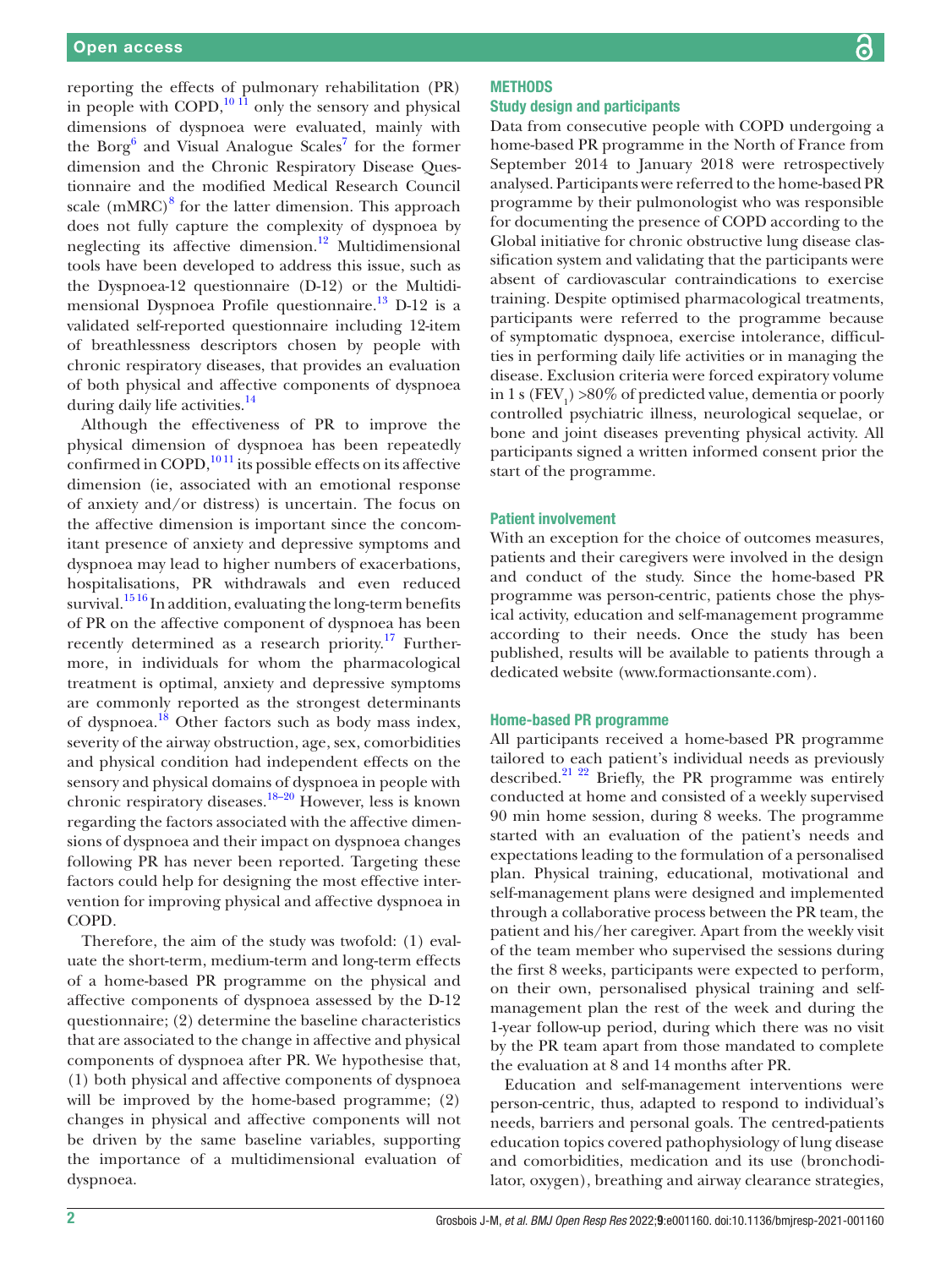reporting the effects of pulmonary rehabilitation (PR) in people with COPD,[10 11] only the sensory and physical dimensions of dyspnoea were evaluated, mainly with the Borg[6] and Visual Analogue Scales[7] for the former dimension and the Chronic Respiratory Disease Questionnaire and the modified Medical Research Council scale (mMRC)[8] for the latter dimension. This approach does not fully capture the complexity of dyspnoea by neglecting its affective dimension.[12] Multidimensional tools have been developed to address this issue, such as the Dyspnoea-12 questionnaire (D-12) or the Multidimensional Dyspnoea Profile questionnaire.[13] D-12 is a validated self-reported questionnaire including 12-item of breathlessness descriptors chosen by people with chronic respiratory diseases, that provides an evaluation of both physical and affective components of dyspnoea during daily life activities.[14]

Although the effectiveness of PR to improve the physical dimension of dyspnoea has been repeatedly confirmed in COPD,[10 11] its possible effects on its affective dimension (ie, associated with an emotional response of anxiety and/or distress) is uncertain. The focus on the affective dimension is important since the concomitant presence of anxiety and depressive symptoms and dyspnoea may lead to higher numbers of exacerbations, hospitalisations, PR withdrawals and even reduced survival.[15 16] In addition, evaluating the long-term benefits of PR on the affective component of dyspnoea has been recently determined as a research priority.[17] Furthermore, in individuals for whom the pharmacological treatment is optimal, anxiety and depressive symptoms are commonly reported as the strongest determinants of dyspnoea.[18] Other factors such as body mass index, severity of the airway obstruction, age, sex, comorbidities and physical condition had independent effects on the sensory and physical domains of dyspnoea in people with chronic respiratory diseases.[18–20] However, less is known regarding the factors associated with the affective dimensions of dyspnoea and their impact on dyspnoea changes following PR has never been reported. Targeting these factors could help for designing the most effective intervention for improving physical and affective dyspnoea in COPD.

Therefore, the aim of the study was twofold: (1) evaluate the short-term, medium-term and long-term effects of a home-based PR programme on the physical and affective components of dyspnoea assessed by the D-12 questionnaire; (2) determine the baseline characteristics that are associated to the change in affective and physical components of dyspnoea after PR. We hypothesise that, (1) both physical and affective components of dyspnoea will be improved by the home-based programme; (2) changes in physical and affective components will not be driven by the same baseline variables, supporting the importance of a multidimensional evaluation of dyspnoea.

## METHODS

### Study design and participants

Data from consecutive people with COPD undergoing a home-based PR programme in the North of France from September 2014 to January 2018 were retrospectively analysed. Participants were referred to the home-based PR programme by their pulmonologist who was responsible for documenting the presence of COPD according to the Global initiative for chronic obstructive lung disease classification system and validating that the participants were absent of cardiovascular contraindications to exercise training. Despite optimised pharmacological treatments, participants were referred to the programme because of symptomatic dyspnoea, exercise intolerance, difficulties in performing daily life activities or in managing the disease. Exclusion criteria were forced expiratory volume in 1 s ($FEV_1$) >80% of predicted value, dementia or poorly controlled psychiatric illness, neurological sequelae, or bone and joint diseases preventing physical activity. All participants signed a written informed consent prior the start of the programme.

### Patient involvement

With an exception for the choice of outcomes measures, patients and their caregivers were involved in the design and conduct of the study. Since the home-based PR programme was person-centric, patients chose the physical activity, education and self-management programme according to their needs. Once the study has been published, results will be available to patients through a dedicated website (www.formactionsante.com).

### Home-based PR programme

All participants received a home-based PR programme tailored to each patient's individual needs as previously described.[21 22] Briefly, the PR programme was entirely conducted at home and consisted of a weekly supervised 90 min home session, during 8 weeks. The programme started with an evaluation of the patient's needs and expectations leading to the formulation of a personalised plan. Physical training, educational, motivational and self-management plans were designed and implemented through a collaborative process between the PR team, the patient and his/her caregiver. Apart from the weekly visit of the team member who supervised the sessions during the first 8 weeks, participants were expected to perform, on their own, personalised physical training and self-management plan the rest of the week and during the 1-year follow-up period, during which there was no visit by the PR team apart from those mandated to complete the evaluation at 8 and 14 months after PR.

Education and self-management interventions were person-centric, thus, adapted to respond to individual's needs, barriers and personal goals. The centred-patients education topics covered pathophysiology of lung disease and comorbidities, medication and its use (bronchodilator, oxygen), breathing and airway clearance strategies,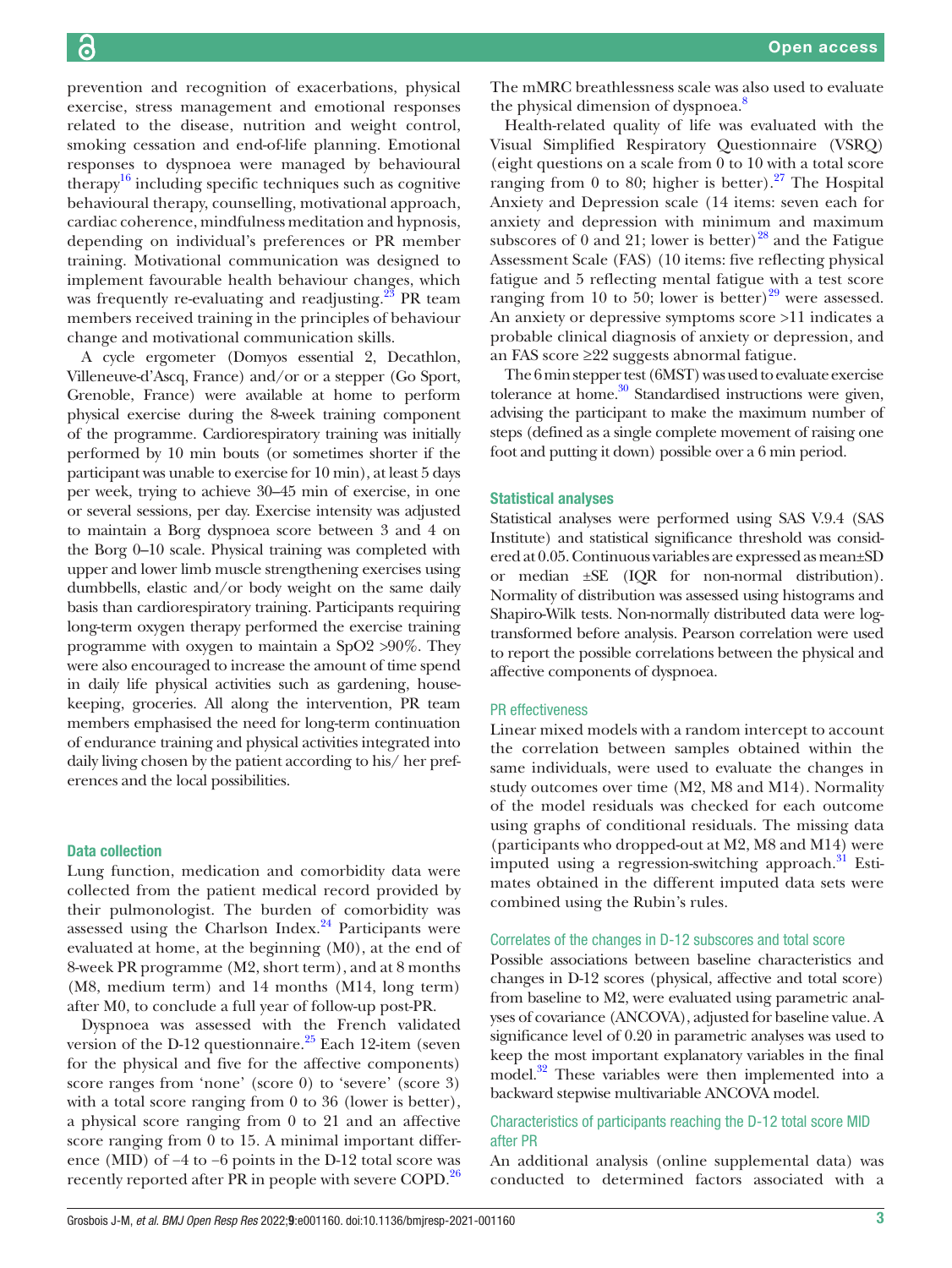prevention and recognition of exacerbations, physical exercise, stress management and emotional responses related to the disease, nutrition and weight control, smoking cessation and end-of-life planning. Emotional responses to dyspnoea were managed by behavioural therapy[16] including specific techniques such as cognitive behavioural therapy, counselling, motivational approach, cardiac coherence, mindfulness meditation and hypnosis, depending on individual's preferences or PR member training. Motivational communication was designed to implement favourable health behaviour changes, which was frequently re-evaluating and readjusting.[23] PR team members received training in the principles of behaviour change and motivational communication skills.

A cycle ergometer (Domyos essential 2, Decathlon, Villeneuve-d'Ascq, France) and/or or a stepper (Go Sport, Grenoble, France) were available at home to perform physical exercise during the 8-week training component of the programme. Cardiorespiratory training was initially performed by 10 min bouts (or sometimes shorter if the participant was unable to exercise for 10 min), at least 5 days per week, trying to achieve 30–45 min of exercise, in one or several sessions, per day. Exercise intensity was adjusted to maintain a Borg dyspnoea score between 3 and 4 on the Borg 0–10 scale. Physical training was completed with upper and lower limb muscle strengthening exercises using dumbbells, elastic and/or body weight on the same daily basis than cardiorespiratory training. Participants requiring long-term oxygen therapy performed the exercise training programme with oxygen to maintain a SpO2 >90%. They were also encouraged to increase the amount of time spend in daily life physical activities such as gardening, housekeeping, groceries. All along the intervention, PR team members emphasised the need for long-term continuation of endurance training and physical activities integrated into daily living chosen by the patient according to his/ her preferences and the local possibilities.

## Data collection

Lung function, medication and comorbidity data were collected from the patient medical record provided by their pulmonologist. The burden of comorbidity was assessed using the Charlson Index.[24] Participants were evaluated at home, at the beginning (M0), at the end of 8-week PR programme (M2, short term), and at 8 months (M8, medium term) and 14 months (M14, long term) after M0, to conclude a full year of follow-up post-PR.

Dyspnoea was assessed with the French validated version of the D-12 questionnaire.[25] Each 12-item (seven for the physical and five for the affective components) score ranges from 'none' (score 0) to 'severe' (score 3) with a total score ranging from 0 to 36 (lower is better), a physical score ranging from 0 to 21 and an affective score ranging from 0 to 15. A minimal important difference (MID) of −4 to −6 points in the D-12 total score was recently reported after PR in people with severe COPD.[26] The mMRC breathlessness scale was also used to evaluate the physical dimension of dyspnoea.[8]

Health-related quality of life was evaluated with the Visual Simplified Respiratory Questionnaire (VSRQ) (eight questions on a scale from 0 to 10 with a total score ranging from 0 to 80; higher is better).[27] The Hospital Anxiety and Depression scale (14 items: seven each for anxiety and depression with minimum and maximum subscores of 0 and 21; lower is better)[28] and the Fatigue Assessment Scale (FAS) (10 items: five reflecting physical fatigue and 5 reflecting mental fatigue with a test score ranging from 10 to 50; lower is better)[29] were assessed. An anxiety or depressive symptoms score >11 indicates a probable clinical diagnosis of anxiety or depression, and an FAS score ≥22 suggests abnormal fatigue.

The 6 min stepper test (6MST) was used to evaluate exercise tolerance at home.[30] Standardised instructions were given, advising the participant to make the maximum number of steps (defined as a single complete movement of raising one foot and putting it down) possible over a 6 min period.

## Statistical analyses

Statistical analyses were performed using SAS V.9.4 (SAS Institute) and statistical significance threshold was considered at 0.05. Continuous variables are expressed as mean±SD or median ±SE (IQR for non-normal distribution). Normality of distribution was assessed using histograms and Shapiro-Wilk tests. Non-normally distributed data were log-transformed before analysis. Pearson correlation were used to report the possible correlations between the physical and affective components of dyspnoea.

### PR effectiveness

Linear mixed models with a random intercept to account the correlation between samples obtained within the same individuals, were used to evaluate the changes in study outcomes over time (M2, M8 and M14). Normality of the model residuals was checked for each outcome using graphs of conditional residuals. The missing data (participants who dropped-out at M2, M8 and M14) were imputed using a regression-switching approach.[31] Estimates obtained in the different imputed data sets were combined using the Rubin's rules.

### Correlates of the changes in D-12 subscores and total score

Possible associations between baseline characteristics and changes in D-12 scores (physical, affective and total score) from baseline to M2, were evaluated using parametric analyses of covariance (ANCOVA), adjusted for baseline value. A significance level of 0.20 in parametric analyses was used to keep the most important explanatory variables in the final model.[32] These variables were then implemented into a backward stepwise multivariable ANCOVA model.

### Characteristics of participants reaching the D-12 total score MID after PR

An additional analysis (online supplemental data) was conducted to determined factors associated with a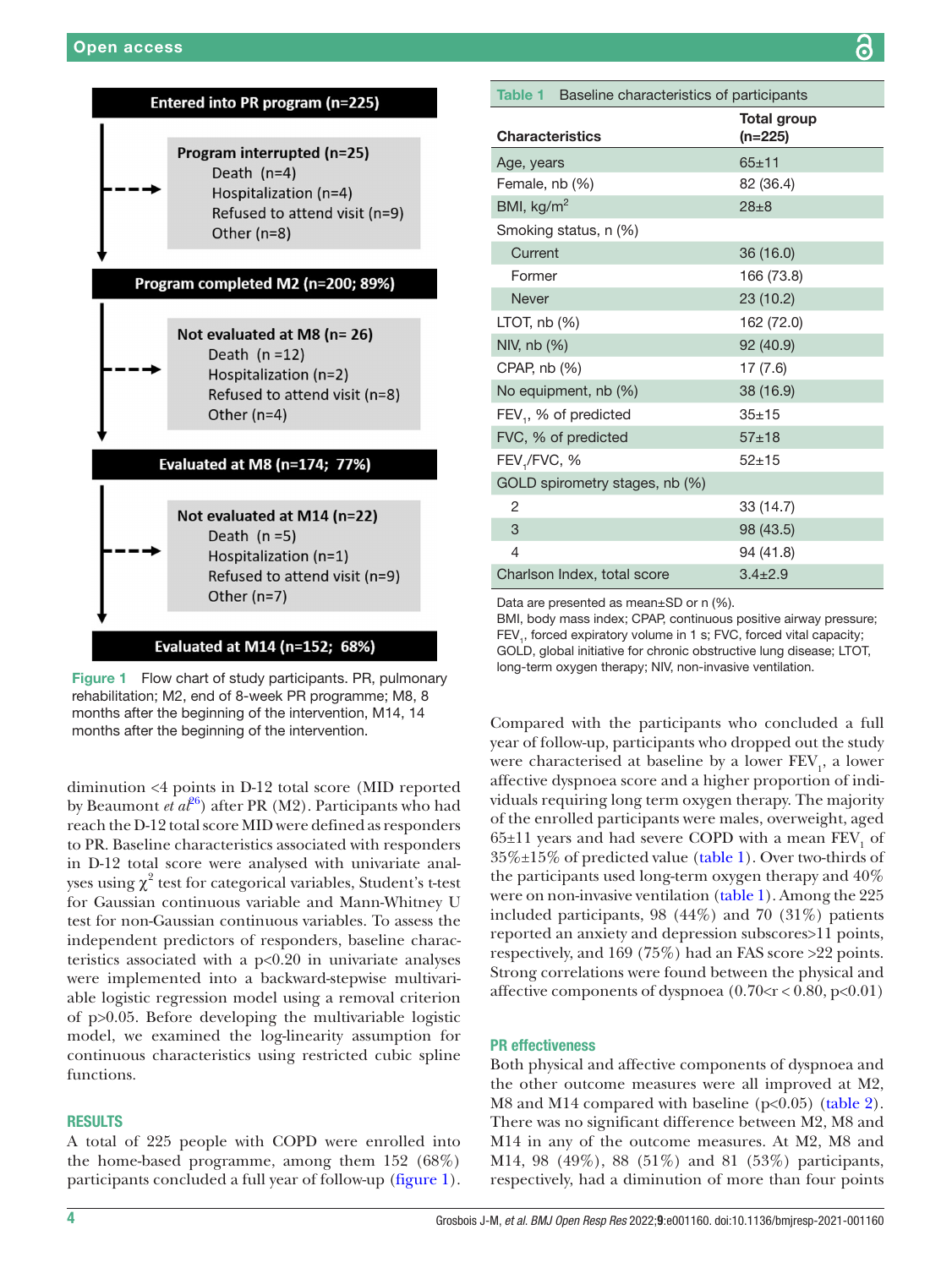**Entered into PR program (n=225)**

**Program interrupted (n=25)**
- Death (n=4)
- Hospitalization (n=4)
- Refused to attend visit (n=9)
- Other (n=8)

**Program completed M2 (n=200; 89%)**

**Not evaluated at M8 (n= 26)**
- Death (n =12)
- Hospitalization (n=2)
- Refused to attend visit (n=8)
- Other (n=4)

**Evaluated at M8 (n=174; 77%)**

**Not evaluated at M14 (n=22)**
- Death (n =5)
- Hospitalization (n=1)
- Refused to attend visit (n=9)
- Other (n=7)

**Evaluated at M14 (n=152; 68%)**

**Figure 1** Flow chart of study participants. PR, pulmonary rehabilitation; M2, end of 8-week PR programme; M8, 8 months after the beginning of the intervention, M14, 14 months after the beginning of the intervention.

diminution <4 points in D-12 total score (MID reported by Beaumont *et al*[26]) after PR (M2). Participants who had reach the D-12 total score MID were defined as responders to PR. Baseline characteristics associated with responders in D-12 total score were analysed with univariate analyses using $\chi^2$ test for categorical variables, Student's t-test for Gaussian continuous variable and Mann-Whitney U test for non-Gaussian continuous variables. To assess the independent predictors of responders, baseline characteristics associated with a p<0.20 in univariate analyses were implemented into a backward-stepwise multivariable logistic regression model using a removal criterion of p>0.05. Before developing the multivariable logistic model, we examined the log-linearity assumption for continuous characteristics using restricted cubic spline functions.

## RESULTS

A total of 225 people with COPD were enrolled into the home-based programme, among them 152 (68%) participants concluded a full year of follow-up (figure 1).

**Table 1** Baseline characteristics of participants

| Characteristics | Total group (n=225) |
|---|---|
| Age, years | 65±11 |
| Female, nb (%) | 82 (36.4) |
| BMI, kg/m$^2$ | 28±8 |
| Smoking status, n (%) | |
| Current | 36 (16.0) |
| Former | 166 (73.8) |
| Never | 23 (10.2) |
| LTOT, nb (%) | 162 (72.0) |
| NIV, nb (%) | 92 (40.9) |
| CPAP, nb (%) | 17 (7.6) |
| No equipment, nb (%) | 38 (16.9) |
| $FEV_1$, % of predicted | 35±15 |
| FVC, % of predicted | 57±18 |
| $FEV_1$/FVC, % | 52±15 |
| GOLD spirometry stages, nb (%) | |
| 2 | 33 (14.7) |
| 3 | 98 (43.5) |
| 4 | 94 (41.8) |
| Charlson Index, total score | 3.4±2.9 |

Data are presented as mean±SD or n (%).
BMI, body mass index; CPAP, continuous positive airway pressure; $FEV_1$, forced expiratory volume in 1 s; FVC, forced vital capacity; GOLD, global initiative for chronic obstructive lung disease; LTOT, long-term oxygen therapy; NIV, non-invasive ventilation.

Compared with the participants who concluded a full year of follow-up, participants who dropped out the study were characterised at baseline by a lower $FEV_1$, a lower affective dyspnoea score and a higher proportion of individuals requiring long term oxygen therapy. The majority of the enrolled participants were males, overweight, aged 65±11 years and had severe COPD with a mean $FEV_1$ of 35%±15% of predicted value (table 1). Over two-thirds of the participants used long-term oxygen therapy and 40% were on non-invasive ventilation (table 1). Among the 225 included participants, 98 (44%) and 70 (31%) patients reported an anxiety and depression subscores>11 points, respectively, and 169 (75%) had an FAS score >22 points. Strong correlations were found between the physical and affective components of dyspnoea (0.70<r<0.80, p<0.01)

### PR effectiveness

Both physical and affective components of dyspnoea and the other outcome measures were all improved at M2, M8 and M14 compared with baseline (p<0.05) (table 2). There was no significant difference between M2, M8 and M14 in any of the outcome measures. At M2, M8 and M14, 98 (49%), 88 (51%) and 81 (53%) participants, respectively, had a diminution of more than four points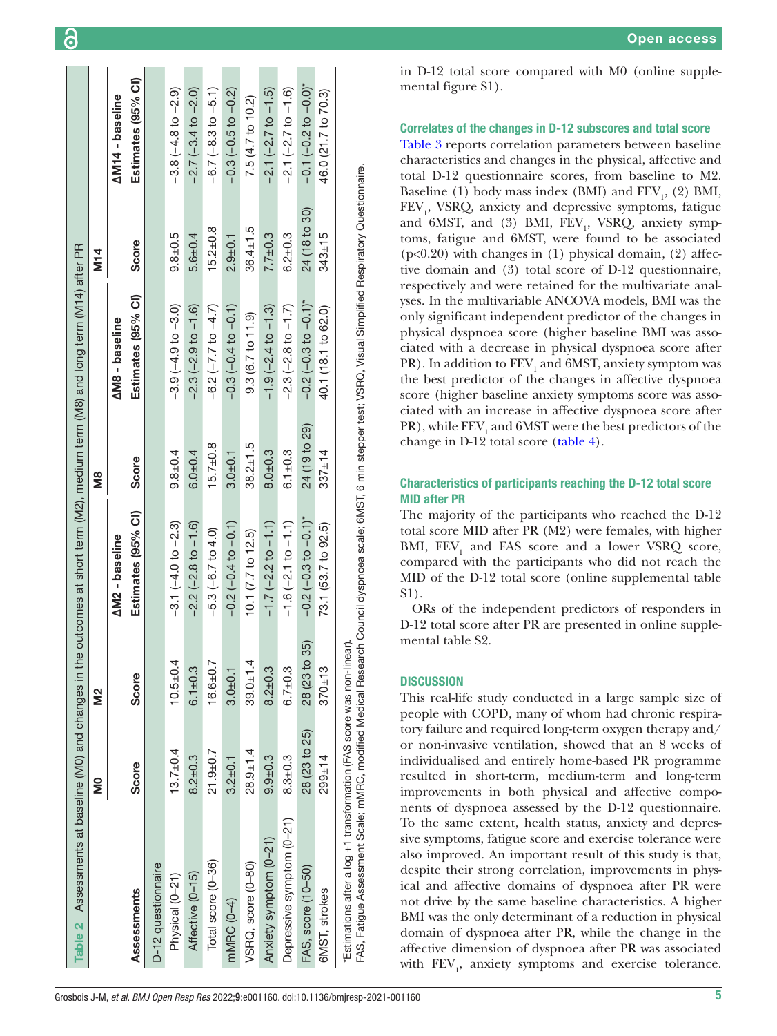**Table 2** Assessments at baseline (M0) and changes in the outcomes at short term (M2), medium term (M8) and long term (M14) after PR

| Assessments | M0 | M2 | | M8 | | M14 | |
|---|---|---|---|---|---|---|---|
| | Score | Score | ΔM2 - baseline Estimates (95% CI) | Score | ΔM8 - baseline Estimates (95% CI) | Score | ΔM14 - baseline Estimates (95% CI) |
| D-12 questionnaire | | | | | | | |
| Physical (0–21) | 13.7±0.4 | 10.5±0.4 | −3.1 (−4.0 to −2.3) | 9.8±0.4 | −3.9 (−4.9 to −3.0) | 9.8±0.5 | −3.8 (−4.8 to −2.9) |
| Affective (0–15) | 8.2±0.3 | 6.1±0.3 | −2.2 (−2.8 to −1.6) | 6.0±0.4 | −2.3 (−2.9 to −1.6) | 5.6±0.4 | −2.7 (−3.4 to −2.0) |
| Total score (0–36) | 21.9±0.7 | 16.6±0.7 | −5.3 (−6.7 to 4.0) | 15.7±0.8 | −6.2 (−7.7 to −4.7) | 15.2±0.8 | −6.7 (−8.3 to −5.1) |
| mMRC (0–4) | 3.2±0.1 | 3.0±0.1 | −0.2 (−0.4 to −0.1) | 3.0±0.1 | −0.3 (−0.4 to −0.1) | 2.9±0.1 | −0.3 (−0.5 to −0.2) |
| VSRQ, score (0–80) | 28.9±1.4 | 39.0±1.4 | 10.1 (7.7 to 12.5) | 38.2±1.5 | 9.3 (6.7 to 11.9) | 36.4±1.5 | 7.5 (4.7 to 10.2) |
| Anxiety symptom (0–21) | 9.9±0.3 | 8.2±0.3 | −1.7 (−2.2 to −1.1) | 8.0±0.3 | −1.9 (−2.4 to −1.3) | 7.7±0.3 | −2.1 (−2.7 to −1.5) |
| Depressive symptom (0–21) | 8.3±0.3 | 6.7±0.3 | −1.6 (−2.1 to −1.1) | 6.1±0.3 | −2.3 (−2.8 to −1.7) | 6.2±0.3 | −2.1 (−2.7 to −1.6) |
| FAS, score (10–50) | 28 (23 to 25) | 28 (23 to 35) | −0.2 (−0.3 to −0.1)* | 24 (19 to 29) | −0.2 (−0.3 to −0.1)* | 24 (18 to 30) | −0.1 (−0.2 to −0.0)* |
| 6MST, strokes | 299±14 | 370±13 | 73.1 (53.7 to 92.5) | 337±14 | 40.1 (18.1 to 62.0) | 343±15 | 46.0 (21.7 to 70.3) |

*Estimations after a log +1 transformation (FAS score was non-linear).

FAS, Fatigue Assessment Scale; mMRC, modified Medical Research Council dyspnoea scale; 6MST, 6 min stepper test; VSRQ, Visual Simplified Respiratory Questionnaire.

in D-12 total score compared with M0 (online supplemental figure S1).

### Correlates of the changes in D-12 subscores and total score

Table 3 reports correlation parameters between baseline characteristics and changes in the physical, affective and total D-12 questionnaire scores, from baseline to M2. Baseline (1) body mass index (BMI) and $FEV_1$, (2) BMI, $FEV_1$, VSRQ, anxiety and depressive symptoms, fatigue and 6MST, and (3) BMI, $FEV_1$, VSRQ, anxiety symptoms, fatigue and 6MST, were found to be associated ($p<0.20$) with changes in (1) physical domain, (2) affective domain and (3) total score of D-12 questionnaire, respectively and were retained for the multivariate analyses. In the multivariable ANCOVA models, BMI was the only significant independent predictor of the changes in physical dyspnoea score (higher baseline BMI was associated with a decrease in physical dyspnoea score after PR). In addition to $FEV_1$ and 6MST, anxiety symptom was the best predictor of the changes in affective dyspnoea score (higher baseline anxiety symptoms score was associated with an increase in affective dyspnoea score after PR), while $FEV_1$ and 6MST were the best predictors of the change in D-12 total score (table 4).

### Characteristics of participants reaching the D-12 total score MID after PR

The majority of the participants who reached the D-12 total score MID after PR (M2) were females, with higher BMI, $FEV_1$ and FAS score and a lower VSRQ score, compared with the participants who did not reach the MID of the D-12 total score (online supplemental table S1).

ORs of the independent predictors of responders in D-12 total score after PR are presented in online supplemental table S2.

## DISCUSSION

This real-life study conducted in a large sample size of people with COPD, many of whom had chronic respiratory failure and required long-term oxygen therapy and/or non-invasive ventilation, showed that an 8 weeks of individualised and entirely home-based PR programme resulted in short-term, medium-term and long-term improvements in both physical and affective components of dyspnoea assessed by the D-12 questionnaire. To the same extent, health status, anxiety and depressive symptoms, fatigue score and exercise tolerance were also improved. An important result of this study is that, despite their strong correlation, improvements in physical and affective domains of dyspnoea after PR were not drive by the same baseline characteristics. A higher BMI was the only determinant of a reduction in physical domain of dyspnoea after PR, while the change in the affective dimension of dyspnoea after PR was associated with $FEV_1$, anxiety symptoms and exercise tolerance.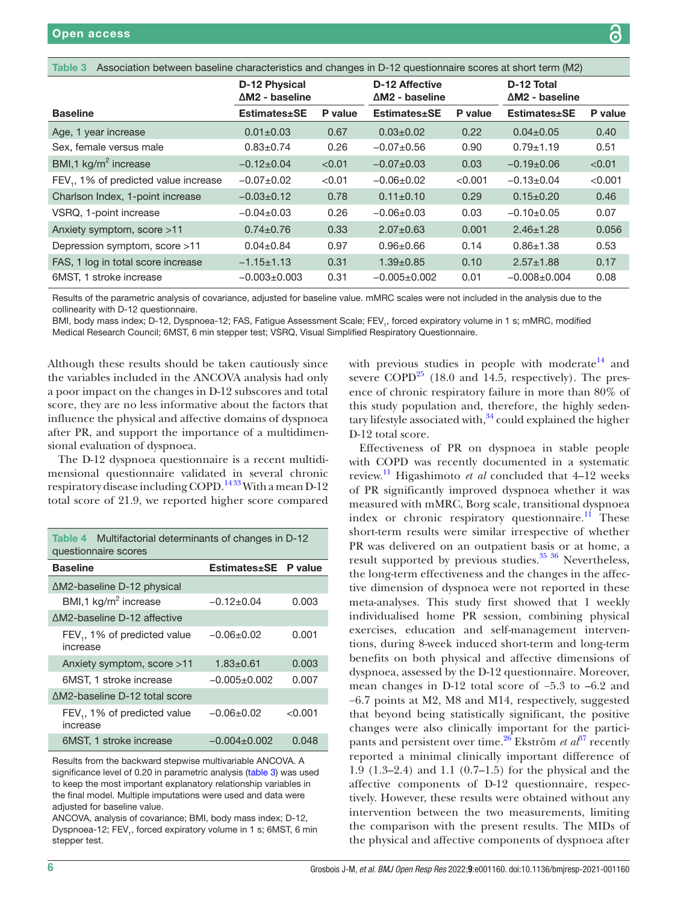**Table 3** Association between baseline characteristics and changes in D-12 questionnaire scores at short term (M2)

| | D-12 Physical ΔM2 - baseline | | D-12 Affective ΔM2 - baseline | | D-12 Total ΔM2 - baseline | |
|---|---|---|---|---|---|---|
| **Baseline** | **Estimates±SE** | **P value** | **Estimates±SE** | **P value** | **Estimates±SE** | **P value** |
| Age, 1 year increase | 0.01±0.03 | 0.67 | 0.03±0.02 | 0.22 | 0.04±0.05 | 0.40 |
| Sex, female versus male | 0.83±0.74 | 0.26 | −0.07±0.56 | 0.90 | 0.79±1.19 | 0.51 |
| BMI,1 $kg/m^2$ increase | −0.12±0.04 | <0.01 | −0.07±0.03 | 0.03 | −0.19±0.06 | <0.01 |
| $FEV_1$, 1% of predicted value increase | −0.07±0.02 | <0.01 | −0.06±0.02 | <0.001 | −0.13±0.04 | <0.001 |
| Charlson Index, 1-point increase | −0.03±0.12 | 0.78 | 0.11±0.10 | 0.29 | 0.15±0.20 | 0.46 |
| VSRQ, 1-point increase | −0.04±0.03 | 0.26 | −0.06±0.03 | 0.03 | −0.10±0.05 | 0.07 |
| Anxiety symptom, score >11 | 0.74±0.76 | 0.33 | 2.07±0.63 | 0.001 | 2.46±1.28 | 0.056 |
| Depression symptom, score >11 | 0.04±0.84 | 0.97 | 0.96±0.66 | 0.14 | 0.86±1.38 | 0.53 |
| FAS, 1 log in total score increase | −1.15±1.13 | 0.31 | 1.39±0.85 | 0.10 | 2.57±1.88 | 0.17 |
| 6MST, 1 stroke increase | −0.003±0.003 | 0.31 | −0.005±0.002 | 0.01 | −0.008±0.004 | 0.08 |

Results of the parametric analysis of covariance, adjusted for baseline value. mMRC scales were not included in the analysis due to the collinearity with D-12 questionnaire.

BMI, body mass index; D-12, Dyspnoea-12; FAS, Fatigue Assessment Scale; $FEV_1$, forced expiratory volume in 1 s; mMRC, modified Medical Research Council; 6MST, 6 min stepper test; VSRQ, Visual Simplified Respiratory Questionnaire.

Although these results should be taken cautiously since the variables included in the ANCOVA analysis had only a poor impact on the changes in D-12 subscores and total score, they are no less informative about the factors that influence the physical and affective domains of dyspnoea after PR, and support the importance of a multidimensional evaluation of dyspnoea.

The D-12 dyspnoea questionnaire is a recent multidimensional questionnaire validated in several chronic respiratory disease including COPD.[14,33] With a mean D-12 total score of 21.9, we reported higher score compared with previous studies in people with moderate[14] and severe COPD[25] (18.0 and 14.5, respectively). The presence of chronic respiratory failure in more than 80% of this study population and, therefore, the highly sedentary lifestyle associated with,[34] could explained the higher D-12 total score.

**Table 4** Multifactorial determinants of changes in D-12 questionnaire scores

| Baseline | Estimates±SE | P value |
|---|---|---|
| ΔM2-baseline D-12 physical | | |
| BMI,1 $kg/m^2$ increase | −0.12±0.04 | 0.003 |
| ΔM2-baseline D-12 affective | | |
| $FEV_1$, 1% of predicted value increase | −0.06±0.02 | 0.001 |
| Anxiety symptom, score >11 | 1.83±0.61 | 0.003 |
| 6MST, 1 stroke increase | −0.005±0.002 | 0.007 |
| ΔM2-baseline D-12 total score | | |
| $FEV_1$, 1% of predicted value increase | −0.06±0.02 | <0.001 |
| 6MST, 1 stroke increase | −0.004±0.002 | 0.048 |

Results from the backward stepwise multivariable ANCOVA. A significance level of 0.20 in parametric analysis (table 3) was used to keep the most important explanatory relationship variables in the final model. Multiple imputations were used and data were adjusted for baseline value.

ANCOVA, analysis of covariance; BMI, body mass index; D-12, Dyspnoea-12; $FEV_1$, forced expiratory volume in 1 s; 6MST, 6 min stepper test.

Effectiveness of PR on dyspnoea in stable people with COPD was recently documented in a systematic review.[11] Higashimoto *et al* concluded that 4–12 weeks of PR significantly improved dyspnoea whether it was measured with mMRC, Borg scale, transitional dyspnoea index or chronic respiratory questionnaire.[11] These short-term results were similar irrespective of whether PR was delivered on an outpatient basis or at home, a result supported by previous studies.[35,36] Nevertheless, the long-term effectiveness and the changes in the affective dimension of dyspnoea were not reported in these meta-analyses. This study first showed that 1 weekly individualised home PR session, combining physical exercises, education and self-management interventions, during 8-week induced short-term and long-term benefits on both physical and affective dimensions of dyspnoea, assessed by the D-12 questionnaire. Moreover, mean changes in D-12 total score of −5.3 to −6.2 and −6.7 points at M2, M8 and M14, respectively, suggested that beyond being statistically significant, the positive changes were also clinically important for the participants and persistent over time.[26] Ekström *et al*[37] recently reported a minimal clinically important difference of 1.9 (1.3–2.4) and 1.1 (0.7–1.5) for the physical and the affective components of D-12 questionnaire, respectively. However, these results were obtained without any intervention between the two measurements, limiting the comparison with the present results. The MIDs of the physical and affective components of dyspnoea after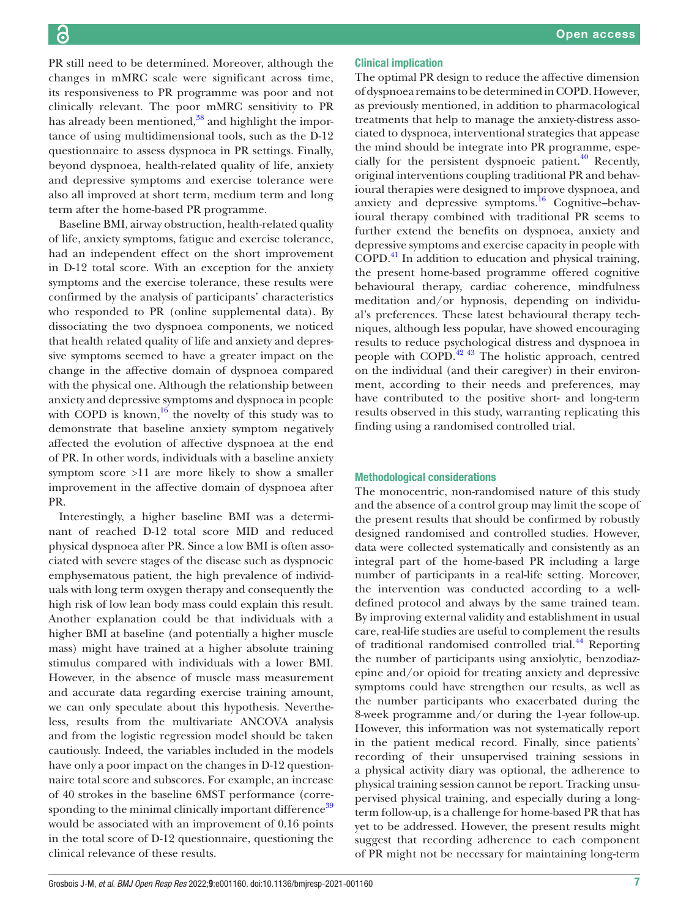PR still need to be determined. Moreover, although the changes in mMRC scale were significant across time, its responsiveness to PR programme was poor and not clinically relevant. The poor mMRC sensitivity to PR has already been mentioned,[38] and highlight the importance of using multidimensional tools, such as the D-12 questionnaire to assess dyspnoea in PR settings. Finally, beyond dyspnoea, health-related quality of life, anxiety and depressive symptoms and exercise tolerance were also all improved at short term, medium term and long term after the home-based PR programme.

Baseline BMI, airway obstruction, health-related quality of life, anxiety symptoms, fatigue and exercise tolerance, had an independent effect on the short improvement in D-12 total score. With an exception for the anxiety symptoms and the exercise tolerance, these results were confirmed by the analysis of participants' characteristics who responded to PR (online supplemental data). By dissociating the two dyspnoea components, we noticed that health related quality of life and anxiety and depressive symptoms seemed to have a greater impact on the change in the affective domain of dyspnoea compared with the physical one. Although the relationship between anxiety and depressive symptoms and dyspnoea in people with COPD is known,[16] the novelty of this study was to demonstrate that baseline anxiety symptom negatively affected the evolution of affective dyspnoea at the end of PR. In other words, individuals with a baseline anxiety symptom score >11 are more likely to show a smaller improvement in the affective domain of dyspnoea after PR.

Interestingly, a higher baseline BMI was a determinant of reached D-12 total score MID and reduced physical dyspnoea after PR. Since a low BMI is often associated with severe stages of the disease such as dyspnoeic emphysematous patient, the high prevalence of individuals with long term oxygen therapy and consequently the high risk of low lean body mass could explain this result. Another explanation could be that individuals with a higher BMI at baseline (and potentially a higher muscle mass) might have trained at a higher absolute training stimulus compared with individuals with a lower BMI. However, in the absence of muscle mass measurement and accurate data regarding exercise training amount, we can only speculate about this hypothesis. Nevertheless, results from the multivariate ANCOVA analysis and from the logistic regression model should be taken cautiously. Indeed, the variables included in the models have only a poor impact on the changes in D-12 questionnaire total score and subscores. For example, an increase of 40 strokes in the baseline 6MST performance (corresponding to the minimal clinically important difference[39] would be associated with an improvement of 0.16 points in the total score of D-12 questionnaire, questioning the clinical relevance of these results.

### Clinical implication

The optimal PR design to reduce the affective dimension of dyspnoea remains to be determined in COPD. However, as previously mentioned, in addition to pharmacological treatments that help to manage the anxiety-distress associated to dyspnoea, interventional strategies that appease the mind should be integrate into PR programme, especially for the persistent dyspnoeic patient.[40] Recently, original interventions coupling traditional PR and behavioural therapies were designed to improve dyspnoea, and anxiety and depressive symptoms.[16] Cognitive–behavioural therapy combined with traditional PR seems to further extend the benefits on dyspnoea, anxiety and depressive symptoms and exercise capacity in people with COPD.[41] In addition to education and physical training, the present home-based programme offered cognitive behavioural therapy, cardiac coherence, mindfulness meditation and/or hypnosis, depending on individual's preferences. These latest behavioural therapy techniques, although less popular, have showed encouraging results to reduce psychological distress and dyspnoea in people with COPD.[42,43] The holistic approach, centred on the individual (and their caregiver) in their environment, according to their needs and preferences, may have contributed to the positive short- and long-term results observed in this study, warranting replicating this finding using a randomised controlled trial.

### Methodological considerations

The monocentric, non-randomised nature of this study and the absence of a control group may limit the scope of the present results that should be confirmed by robustly designed randomised and controlled studies. However, data were collected systematically and consistently as an integral part of the home-based PR including a large number of participants in a real-life setting. Moreover, the intervention was conducted according to a well-defined protocol and always by the same trained team. By improving external validity and establishment in usual care, real-life studies are useful to complement the results of traditional randomised controlled trial.[44] Reporting the number of participants using anxiolytic, benzodiazepine and/or opioid for treating anxiety and depressive symptoms could have strengthen our results, as well as the number participants who exacerbated during the 8-week programme and/or during the 1-year follow-up. However, this information was not systematically report in the patient medical record. Finally, since patients' recording of their unsupervised training sessions in a physical activity diary was optional, the adherence to physical training session cannot be report. Tracking unsupervised physical training, and especially during a long-term follow-up, is a challenge for home-based PR that has yet to be addressed. However, the present results might suggest that recording adherence to each component of PR might not be necessary for maintaining long-term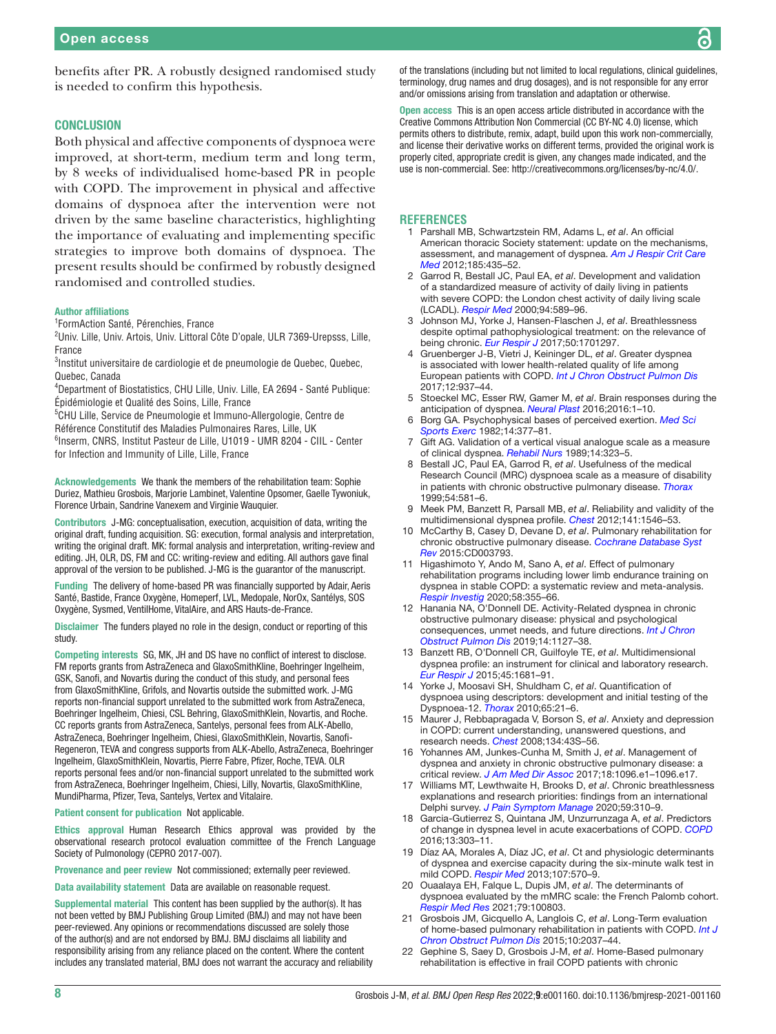benefits after PR. A robustly designed randomised study is needed to confirm this hypothesis.

## CONCLUSION

Both physical and affective components of dyspnoea were improved, at short-term, medium term and long term, by 8 weeks of individualised home-based PR in people with COPD. The improvement in physical and affective domains of dyspnoea after the intervention were not driven by the same baseline characteristics, highlighting the importance of evaluating and implementing specific strategies to improve both domains of dyspnoea. The present results should be confirmed by robustly designed randomised and controlled studies.

**Author affiliations**

[1]FormAction Santé, Pérenchies, France
[2]Univ. Lille, Univ. Artois, Univ. Littoral Côte D'opale, ULR 7369-Urepsss, Lille, France
[3]Institut universitaire de cardiologie et de pneumologie de Quebec, Quebec, Quebec, Canada
[4]Department of Biostatistics, CHU Lille, Univ. Lille, EA 2694 - Santé Publique: Épidémiologie et Qualité des Soins, Lille, France
[5]CHU Lille, Service de Pneumologie et Immuno-Allergologie, Centre de Référence Constitutif des Maladies Pulmonaires Rares, Lille, UK
[6]Inserm, CNRS, Institut Pasteur de Lille, U1019 - UMR 8204 - CIIL - Center for Infection and Immunity of Lille, Lille, France

**Acknowledgements** We thank the members of the rehabilitation team: Sophie Duriez, Mathieu Grosbois, Marjorie Lambinet, Valentine Opsomer, Gaelle Tywoniuk, Florence Urbain, Sandrine Vanexem and Virginie Wauquier.

**Contributors** J-MG: conceptualisation, execution, acquisition of data, writing the original draft, funding acquisition. SG: execution, formal analysis and interpretation, writing the original draft. MK: formal analysis and interpretation, writing-review and editing. JH, OLR, DS, FM and CC: writing-review and editing. All authors gave final approval of the version to be published. J-MG is the guarantor of the manuscript.

**Funding** The delivery of home-based PR was financially supported by Adair, Aeris Santé, Bastide, France Oxygène, Homeperf, LVL, Medopale, NorOx, Santélys, SOS Oxygène, Sysmed, VentilHome, VitalAire, and ARS Hauts-de-France.

**Disclaimer** The funders played no role in the design, conduct or reporting of this study.

**Competing interests** SG, MK, JH and DS have no conflict of interest to disclose. FM reports grants from AstraZeneca and GlaxoSmithKline, Boehringer Ingelheim, GSK, Sanofi, and Novartis during the conduct of this study, and personal fees from GlaxoSmithKline, Grifols, and Novartis outside the submitted work. J-MG reports non-financial support unrelated to the submitted work from AstraZeneca, Boehringer Ingelheim, Chiesi, CSL Behring, GlaxoSmithKlein, Novartis, and Roche. CC reports grants from AstraZeneca, Santelys, personal fees from ALK-Abello, AstraZeneca, Boehringer Ingelheim, Chiesi, GlaxoSmithKlein, Novartis, Sanofi-Regeneron, TEVA and congress supports from ALK-Abello, AstraZeneca, Boehringer Ingelheim, GlaxoSmithKlein, Novartis, Pierre Fabre, Pfizer, Roche, TEVA. OLR reports personal fees and/or non-financial support unrelated to the submitted work from AstraZeneca, Boehringer Ingelheim, Chiesi, Lilly, Novartis, GlaxoSmithKline, MundiPharma, Pfizer, Teva, Santelys, Vertex and Vitalaire.

**Patient consent for publication** Not applicable.

**Ethics approval** Human Research Ethics approval was provided by the observational research protocol evaluation committee of the French Language Society of Pulmonology (CEPRO 2017-007).

**Provenance and peer review** Not commissioned; externally peer reviewed.

**Data availability statement** Data are available on reasonable request.

**Supplemental material** This content has been supplied by the author(s). It has not been vetted by BMJ Publishing Group Limited (BMJ) and may not have been peer-reviewed. Any opinions or recommendations discussed are solely those of the author(s) and are not endorsed by BMJ. BMJ disclaims all liability and responsibility arising from any reliance placed on the content. Where the content includes any translated material, BMJ does not warrant the accuracy and reliability of the translations (including but not limited to local regulations, clinical guidelines, terminology, drug names and drug dosages), and is not responsible for any error and/or omissions arising from translation and adaptation or otherwise.

**Open access** This is an open access article distributed in accordance with the Creative Commons Attribution Non Commercial (CC BY-NC 4.0) license, which permits others to distribute, remix, adapt, build upon this work non-commercially, and license their derivative works on different terms, provided the original work is properly cited, appropriate credit is given, any changes made indicated, and the use is non-commercial. See: http://creativecommons.org/licenses/by-nc/4.0/.

## REFERENCES

1. Parshall MB, Schwartzstein RM, Adams L, *et al*. An official American thoracic Society statement: update on the mechanisms, assessment, and management of dyspnea. *Am J Respir Crit Care Med* 2012;185:435–52.
2. Garrod R, Bestall JC, Paul EA, *et al*. Development and validation of a standardized measure of activity of daily living in patients with severe COPD: the London chest activity of daily living scale (LCADL). *Respir Med* 2000;94:589–96.
3. Johnson MJ, Yorke J, Hansen-Flaschen J, *et al*. Breathlessness despite optimal pathophysiological treatment: on the relevance of being chronic. *Eur Respir J* 2017;50:1701297.
4. Gruenberger J-B, Vietri J, Keininger DL, *et al*. Greater dyspnea is associated with lower health-related quality of life among European patients with COPD. *Int J Chron Obstruct Pulmon Dis* 2017;12:937–44.
5. Stoeckel MC, Esser RW, Gamer M, *et al*. Brain responses during the anticipation of dyspnea. *Neural Plast* 2016;2016:1–10.
6. Borg GA. Psychophysical bases of perceived exertion. *Med Sci Sports Exerc* 1982;14:377–81.
7. Gift AG. Validation of a vertical visual analogue scale as a measure of clinical dyspnea. *Rehabil Nurs* 1989;14:323–5.
8. Bestall JC, Paul EA, Garrod R, *et al*. Usefulness of the medical Research Council (MRC) dyspnoea scale as a measure of disability in patients with chronic obstructive pulmonary disease. *Thorax* 1999;54:581–6.
9. Meek PM, Banzett R, Parsall MB, *et al*. Reliability and validity of the multidimensional dyspnea profile. *Chest* 2012;141:1546–53.
10. McCarthy B, Casey D, Devane D, *et al*. Pulmonary rehabilitation for chronic obstructive pulmonary disease. *Cochrane Database Syst Rev* 2015:CD003793.
11. Higashimoto Y, Ando M, Sano A, *et al*. Effect of pulmonary rehabilitation programs including lower limb endurance training on dyspnea in stable COPD: a systematic review and meta-analysis. *Respir Investig* 2020;58:355–66.
12. Hanania NA, O'Donnell DE. Activity-Related dyspnea in chronic obstructive pulmonary disease: physical and psychological consequences, unmet needs, and future directions. *Int J Chron Obstruct Pulmon Dis* 2019;14:1127–38.
13. Banzett RB, O'Donnell CR, Guilfoyle TE, *et al*. Multidimensional dyspnea profile: an instrument for clinical and laboratory research. *Eur Respir J* 2015;45:1681–91.
14. Yorke J, Moosavi SH, Shuldham C, *et al*. Quantification of dyspnoea using descriptors: development and initial testing of the Dyspnoea-12. *Thorax* 2010;65:21–6.
15. Maurer J, Rebbapragada V, Borson S, *et al*. Anxiety and depression in COPD: current understanding, unanswered questions, and research needs. *Chest* 2008;134:43S–56.
16. Yohannes AM, Junkes-Cunha M, Smith J, *et al*. Management of dyspnea and anxiety in chronic obstructive pulmonary disease: a critical review. *J Am Med Dir Assoc* 2017;18:1096.e1–1096.e17.
17. Williams MT, Lewthwaite H, Brooks D, *et al*. Chronic breathlessness explanations and research priorities: findings from an international Delphi survey. *J Pain Symptom Manage* 2020;59:310–9.
18. Garcia-Gutierrez S, Quintana JM, Unzurrunzaga A, *et al*. Predictors of change in dyspnea level in acute exacerbations of COPD. *COPD* 2016;13:303–11.
19. Díaz AA, Morales A, Díaz JC, *et al*. Ct and physiologic determinants of dyspnea and exercise capacity during the six-minute walk test in mild COPD. *Respir Med* 2013;107:570–9.
20. Ouaalaya EH, Falque L, Dupis JM, *et al*. The determinants of dyspnoea evaluated by the mMRC scale: the French Palomb cohort. *Respir Med Res* 2021;79:100803.
21. Grosbois JM, Gicquello A, Langlois C, *et al*. Long-Term evaluation of home-based pulmonary rehabilitation in patients with COPD. *Int J Chron Obstruct Pulmon Dis* 2015;10:2037–44.
22. Gephine S, Saey D, Grosbois J-M, *et al*. Home-Based pulmonary rehabilitation is effective in frail COPD patients with chronic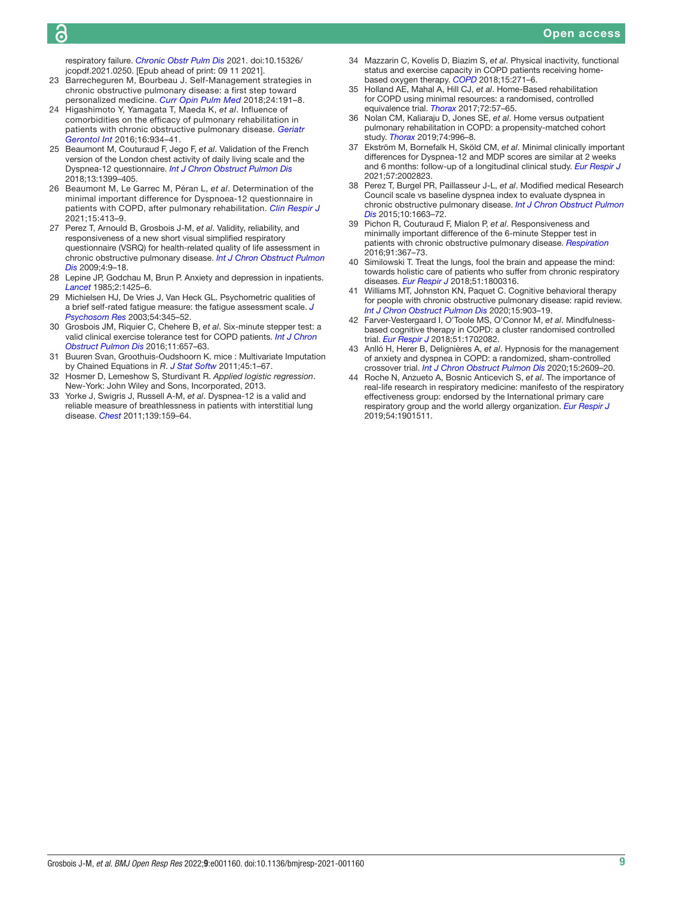respiratory failure. *Chronic Obstr Pulm Dis* 2021. doi:10.15326/jcopdf.2021.0250. [Epub ahead of print: 09 11 2021].

23 Barrecheguren M, Bourbeau J. Self-Management strategies in chronic obstructive pulmonary disease: a first step toward personalized medicine. *Curr Opin Pulm Med* 2018;24:191–8.
24 Higashimoto Y, Yamagata T, Maeda K, *et al*. Influence of comorbidities on the efficacy of pulmonary rehabilitation in patients with chronic obstructive pulmonary disease. *Geriatr Gerontol Int* 2016;16:934–41.
25 Beaumont M, Couturaud F, Jego F, *et al*. Validation of the French version of the London chest activity of daily living scale and the Dyspnea-12 questionnaire. *Int J Chron Obstruct Pulmon Dis* 2018;13:1399–405.
26 Beaumont M, Le Garrec M, Péran L, *et al*. Determination of the minimal important difference for Dyspnoea-12 questionnaire in patients with COPD, after pulmonary rehabilitation. *Clin Respir J* 2021;15:413–9.
27 Perez T, Arnould B, Grosbois J-M, *et al*. Validity, reliability, and responsiveness of a new short visual simplified respiratory questionnaire (VSRQ) for health-related quality of life assessment in chronic obstructive pulmonary disease. *Int J Chron Obstruct Pulmon Dis* 2009;4:9–18.
28 Lepine JP, Godchau M, Brun P. Anxiety and depression in inpatients. *Lancet* 1985;2:1425–6.
29 Michielsen HJ, De Vries J, Van Heck GL. Psychometric qualities of a brief self-rated fatigue measure: the fatigue assessment scale. *J Psychosom Res* 2003;54:345–52.
30 Grosbois JM, Riquier C, Chehere B, *et al*. Six-minute stepper test: a valid clinical exercise tolerance test for COPD patients. *Int J Chron Obstruct Pulmon Dis* 2016;11:657–63.
31 Buuren Svan, Groothuis-Oudshoorn K. mice : Multivariate Imputation by Chained Equations in *R*. *J Stat Softw* 2011;45:1–67.
32 Hosmer D, Lemeshow S, Sturdivant R. *Applied logistic regression*. New-York: John Wiley and Sons, Incorporated, 2013.
33 Yorke J, Swigris J, Russell A-M, *et al*. Dyspnea-12 is a valid and reliable measure of breathlessness in patients with interstitial lung disease. *Chest* 2011;139:159–64.
34 Mazzarin C, Kovelis D, Biazim S, *et al*. Physical inactivity, functional status and exercise capacity in COPD patients receiving home-based oxygen therapy. *COPD* 2018;15:271–6.
35 Holland AE, Mahal A, Hill CJ, *et al*. Home-Based rehabilitation for COPD using minimal resources: a randomised, controlled equivalence trial. *Thorax* 2017;72:57–65.
36 Nolan CM, Kaliaraju D, Jones SE, *et al*. Home versus outpatient pulmonary rehabilitation in COPD: a propensity-matched cohort study. *Thorax* 2019;74:996–8.
37 Ekström M, Bornefalk H, Sköld CM, *et al*. Minimal clinically important differences for Dyspnea-12 and MDP scores are similar at 2 weeks and 6 months: follow-up of a longitudinal clinical study. *Eur Respir J* 2021;57:2002823.
38 Perez T, Burgel PR, Paillasseur J-L, *et al*. Modified medical Research Council scale vs baseline dyspnea index to evaluate dyspnea in chronic obstructive pulmonary disease. *Int J Chron Obstruct Pulmon Dis* 2015;10:1663–72.
39 Pichon R, Couturaud F, Mialon P, *et al*. Responsiveness and minimally important difference of the 6-minute Stepper test in patients with chronic obstructive pulmonary disease. *Respiration* 2016;91:367–73.
40 Similowski T. Treat the lungs, fool the brain and appease the mind: towards holistic care of patients who suffer from chronic respiratory diseases. *Eur Respir J* 2018;51:1800316.
41 Williams MT, Johnston KN, Paquet C. Cognitive behavioral therapy for people with chronic obstructive pulmonary disease: rapid review. *Int J Chron Obstruct Pulmon Dis* 2020;15:903–19.
42 Farver-Vestergaard I, O'Toole MS, O'Connor M, *et al*. Mindfulness-based cognitive therapy in COPD: a cluster randomised controlled trial. *Eur Respir J* 2018;51:1702082.
43 Anlló H, Herer B, Delignières A, *et al*. Hypnosis for the management of anxiety and dyspnea in COPD: a randomized, sham-controlled crossover trial. *Int J Chron Obstruct Pulmon Dis* 2020;15:2609–20.
44 Roche N, Anzueto A, Bosnic Anticevich S, *et al*. The importance of real-life research in respiratory medicine: manifesto of the respiratory effectiveness group: endorsed by the International primary care respiratory group and the world allergy organization. *Eur Respir J* 2019;54:1901511.